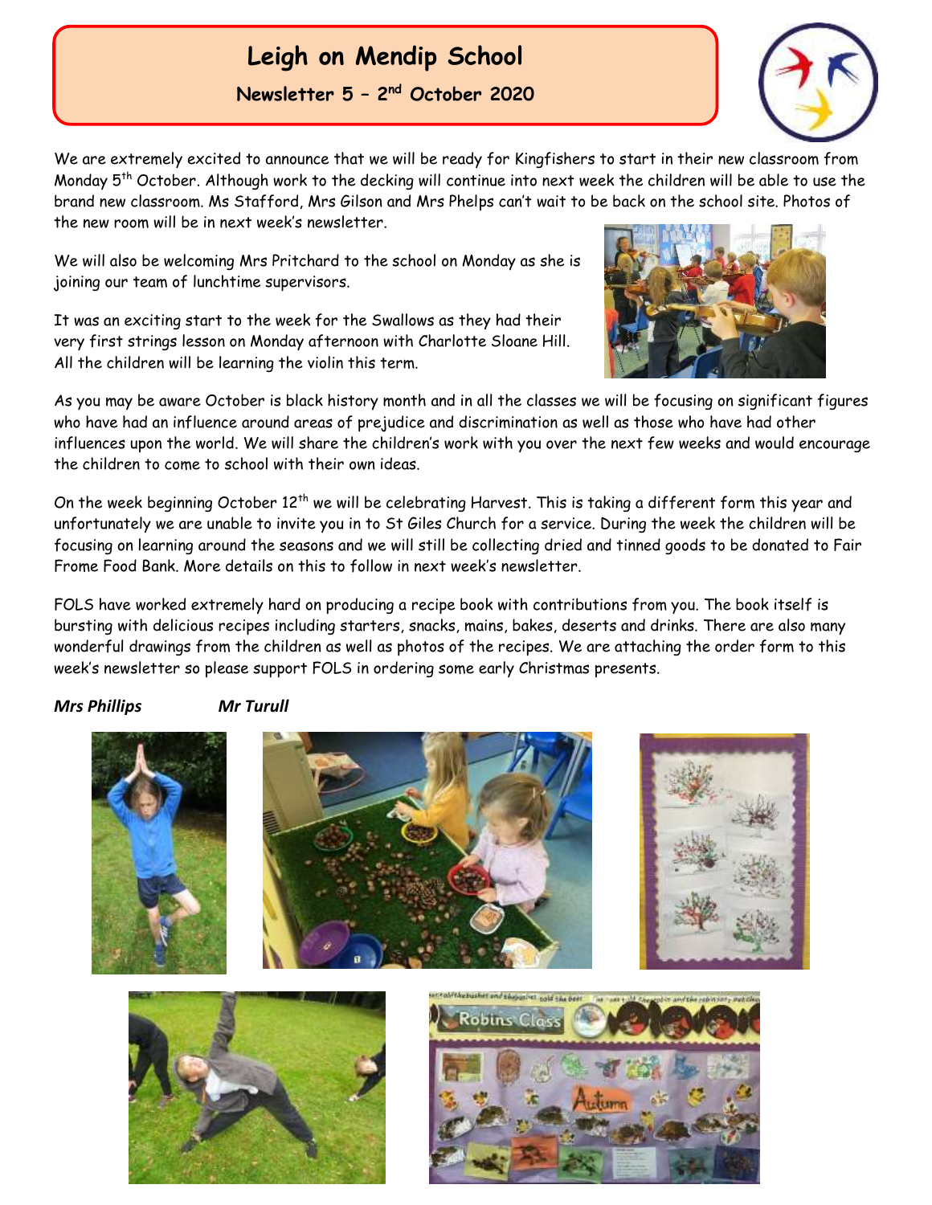# Leigh on Mendip School

## Newsletter 5 – 2nd October 2020

We are extremely excited to announce that we will be ready for Kingfishers to start in their new classroom from Monday 5th October. Although work to the decking will continue into next week the children will be able to use the brand new classroom. Ms Stafford, Mrs Gilson and Mrs Phelps can't wait to be back on the school site. Photos of the new room will be in next week's newsletter.

We will also be welcoming Mrs Pritchard to the school on Monday as she is joining our team of lunchtime supervisors.

It was an exciting start to the week for the Swallows as they had their very first strings lesson on Monday afternoon with Charlotte Sloane Hill. All the children will be learning the violin this term.

As you may be aware October is black history month and in all the classes we will be focusing on significant figures who have had an influence around areas of prejudice and discrimination as well as those who have had other influences upon the world. We will share the children's work with you over the next few weeks and would encourage the children to come to school with their own ideas.

On the week beginning October 12th we will be celebrating Harvest. This is taking a different form this year and unfortunately we are unable to invite you in to St Giles Church for a service. During the week the children will be focusing on learning around the seasons and we will still be collecting dried and tinned goods to be donated to Fair Frome Food Bank. More details on this to follow in next week's newsletter.

FOLS have worked extremely hard on producing a recipe book with contributions from you. The book itself is bursting with delicious recipes including starters, snacks, mains, bakes, deserts and drinks. There are also many wonderful drawings from the children as well as photos of the recipes. We are attaching the order form to this week's newsletter so please support FOLS in ordering some early Christmas presents.

***Mrs Phillips*** ***Mr Turull***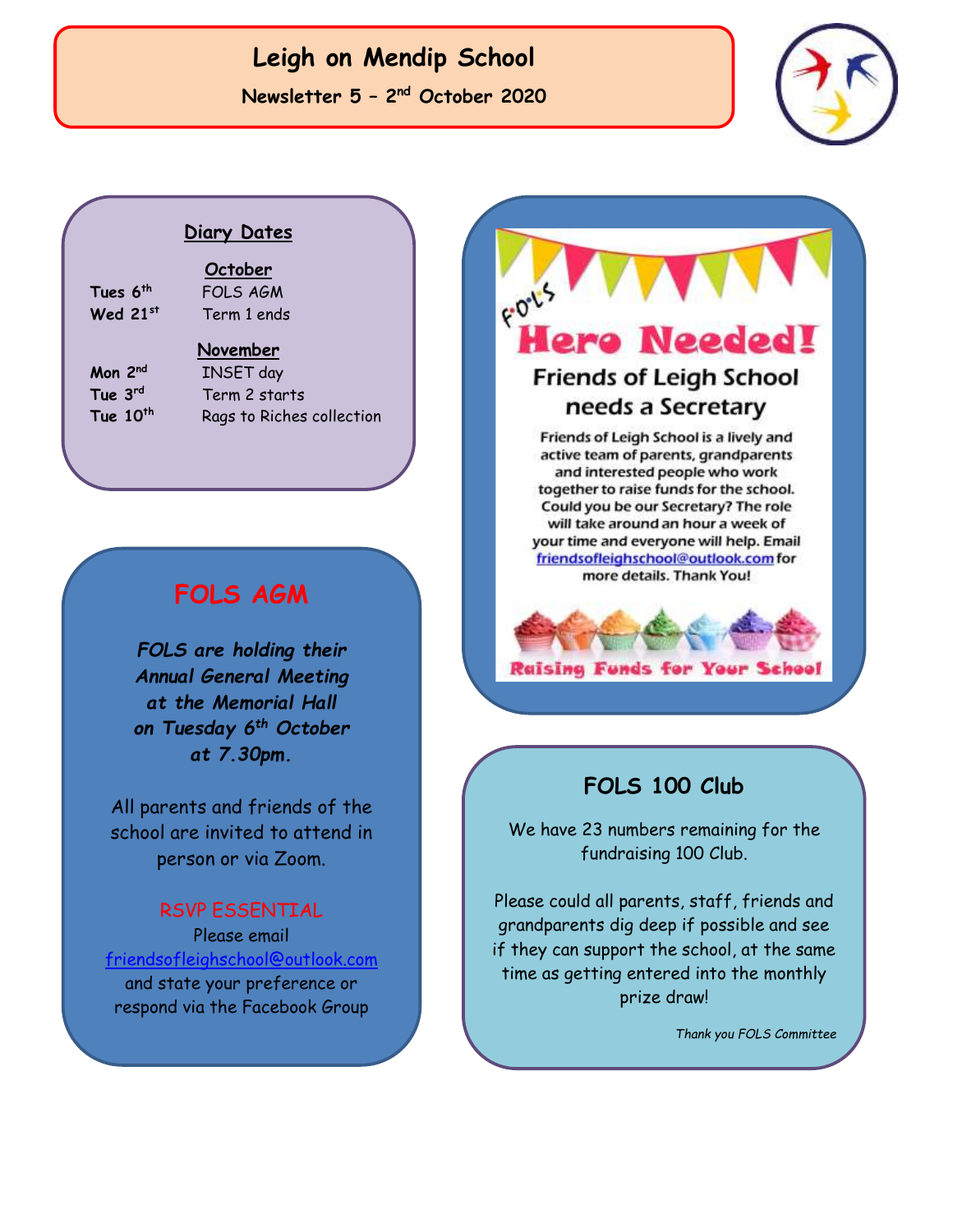# Leigh on Mendip School

**Newsletter 5 – 2nd October 2020**

## Diary Dates

**October**

| | |
|---|---|
| **Tues 6th** | FOLS AGM |
| **Wed 21st** | Term 1 ends |

**November**

| | |
|---|---|
| **Mon 2nd** | INSET day |
| **Tue 3rd** | Term 2 starts |
| **Tue 10th** | Rags to Riches collection |

## FOLS AGM

***FOLS are holding their Annual General Meeting at the Memorial Hall on Tuesday 6th October at 7.30pm.***

All parents and friends of the school are invited to attend in person or via Zoom.

RSVP ESSENTIAL

Please email friendsofleighschool@outlook.com and state your preference or respond via the Facebook Group

F.O.L.S

# Hero Needed!

## Friends of Leigh School needs a Secretary

Friends of Leigh School is a lively and active team of parents, grandparents and interested people who work together to raise funds for the school. Could you be our Secretary? The role will take around an hour a week of your time and everyone will help. Email friendsofleighschool@outlook.com for more details. Thank You!

Raising Funds for Your School

## FOLS 100 Club

We have 23 numbers remaining for the fundraising 100 Club.

Please could all parents, staff, friends and grandparents dig deep if possible and see if they can support the school, at the same time as getting entered into the monthly prize draw!

*Thank you FOLS Committee*